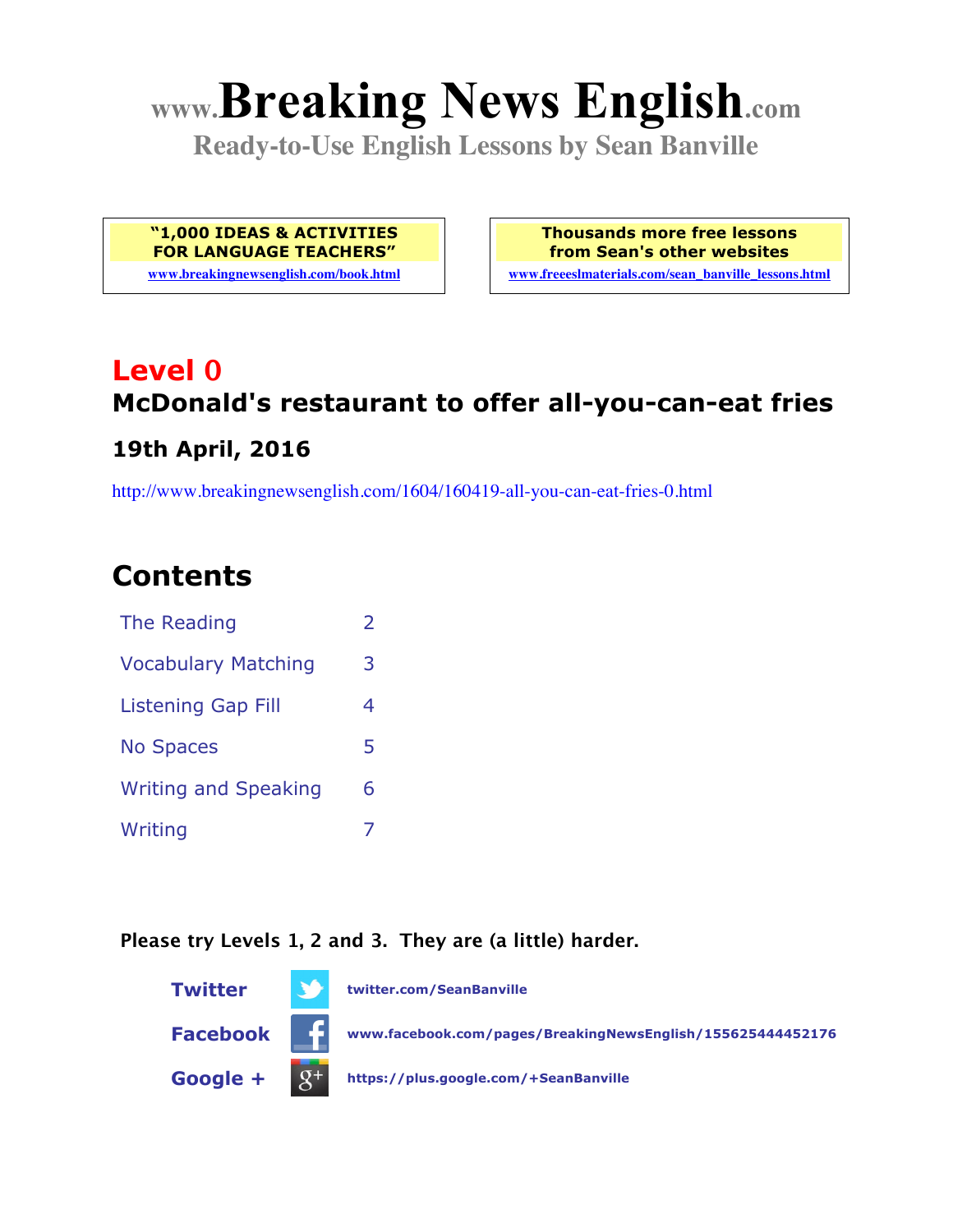# www.Breaking News English.com

**Ready-to-Use English Lessons by Sean Banville**

**"1,000 IDEAS & ACTIVITIES FOR LANGUAGE TEACHERS"**
www.breakingnewsenglish.com/book.html

**Thousands more free lessons from Sean's other websites**
www.freeeslmaterials.com/sean_banville_lessons.html

## Level 0

### McDonald's restaurant to offer all-you-can-eat fries

### 19th April, 2016

http://www.breakingnewsenglish.com/1604/160419-all-you-can-eat-fries-0.html

## Contents

| | |
|---|---|
| The Reading | 2 |
| Vocabulary Matching | 3 |
| Listening Gap Fill | 4 |
| No Spaces | 5 |
| Writing and Speaking | 6 |
| Writing | 7 |

**Please try Levels 1, 2 and 3. They are (a little) harder.**

**Twitter** twitter.com/SeanBanville

**Facebook** www.facebook.com/pages/BreakingNewsEnglish/155625444452176

**Google +** https://plus.google.com/+SeanBanville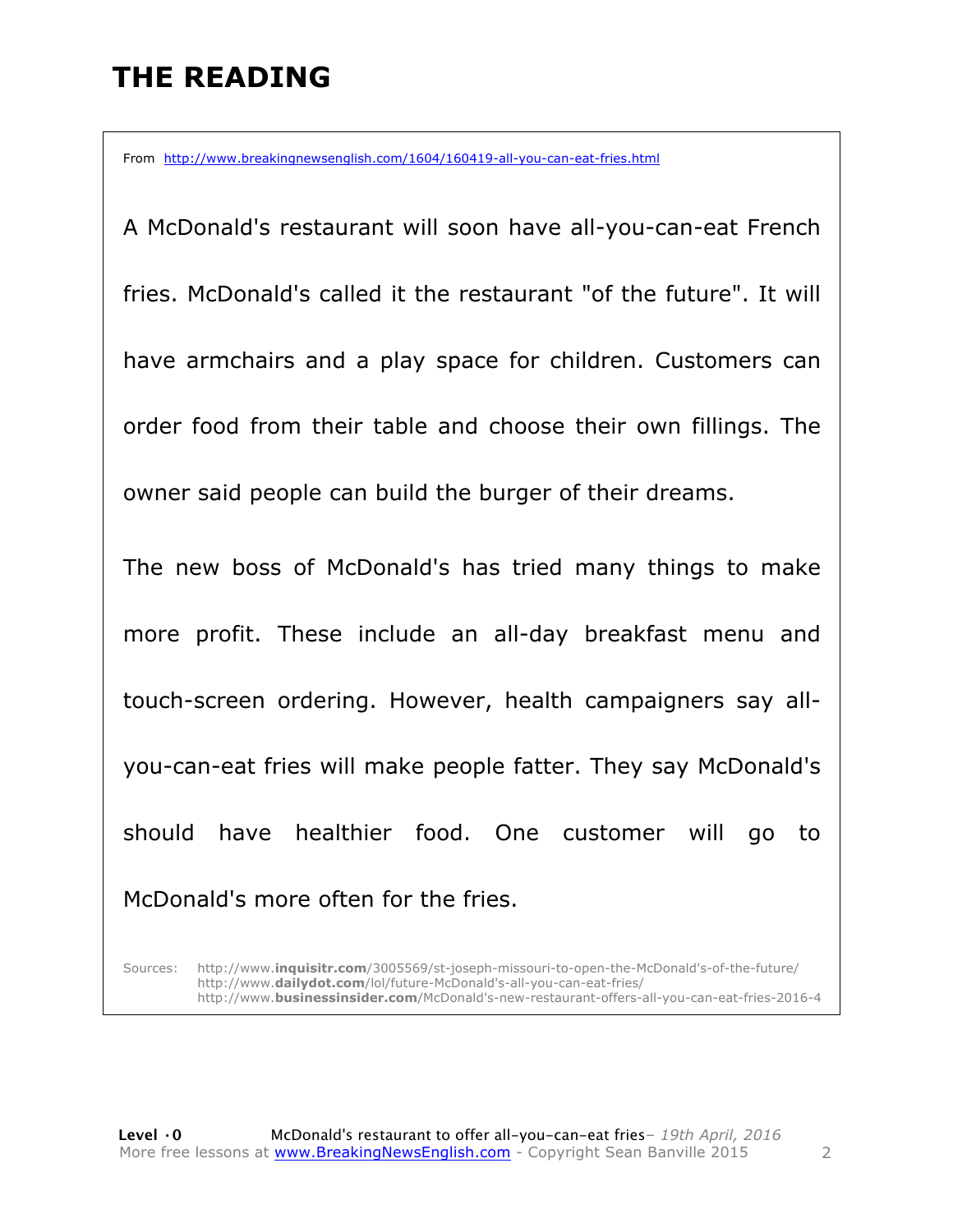# THE READING

From http://www.breakingnewsenglish.com/1604/160419-all-you-can-eat-fries.html

A McDonald's restaurant will soon have all-you-can-eat French fries. McDonald's called it the restaurant "of the future". It will have armchairs and a play space for children. Customers can order food from their table and choose their own fillings. The owner said people can build the burger of their dreams.

The new boss of McDonald's has tried many things to make more profit. These include an all-day breakfast menu and touch-screen ordering. However, health campaigners say all-you-can-eat fries will make people fatter. They say McDonald's should have healthier food. One customer will go to McDonald's more often for the fries.

Sources: http://www.**inquisitr.com**/3005569/st-joseph-missouri-to-open-the-McDonald's-of-the-future/
http://www.**dailydot.com**/lol/future-McDonald's-all-you-can-eat-fries/
http://www.**businessinsider.com**/McDonald's-new-restaurant-offers-all-you-can-eat-fries-2016-4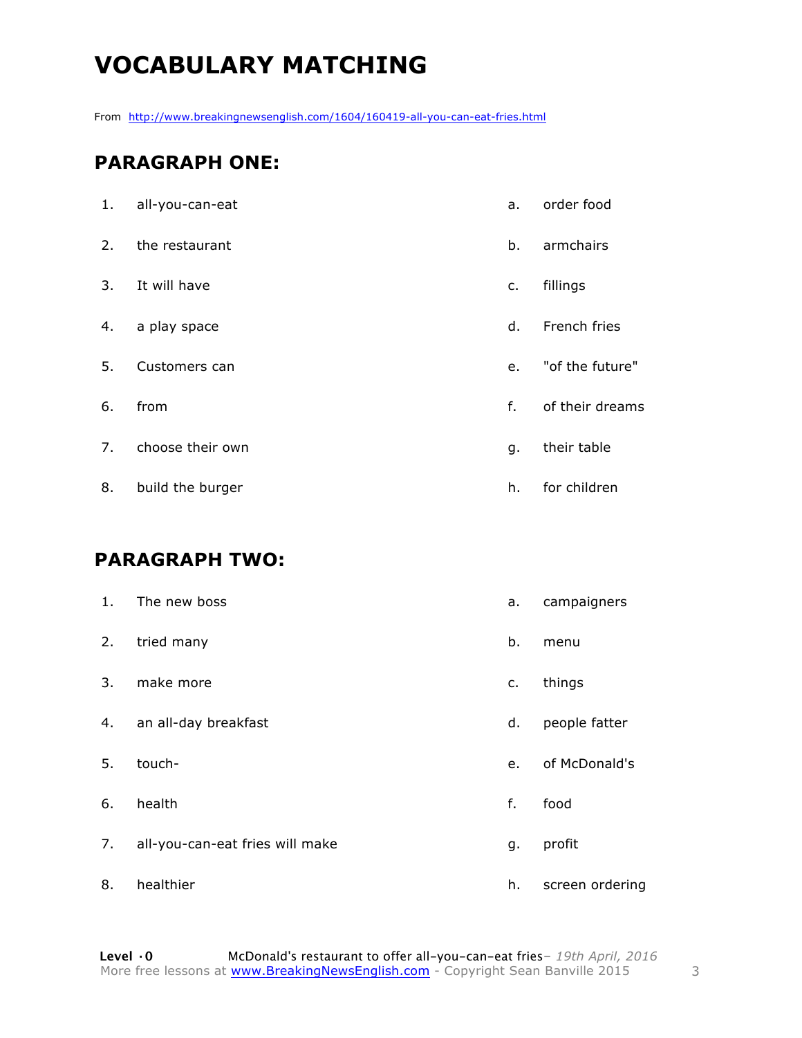# VOCABULARY MATCHING

From http://www.breakingnewsenglish.com/1604/160419-all-you-can-eat-fries.html

## PARAGRAPH ONE:

| | | | |
|---|---|---|---|
| 1. | all-you-can-eat | a. | order food |
| 2. | the restaurant | b. | armchairs |
| 3. | It will have | c. | fillings |
| 4. | a play space | d. | French fries |
| 5. | Customers can | e. | "of the future" |
| 6. | from | f. | of their dreams |
| 7. | choose their own | g. | their table |
| 8. | build the burger | h. | for children |

## PARAGRAPH TWO:

| | | | |
|---|---|---|---|
| 1. | The new boss | a. | campaigners |
| 2. | tried many | b. | menu |
| 3. | make more | c. | things |
| 4. | an all-day breakfast | d. | people fatter |
| 5. | touch- | e. | of McDonald's |
| 6. | health | f. | food |
| 7. | all-you-can-eat fries will make | g. | profit |
| 8. | healthier | h. | screen ordering |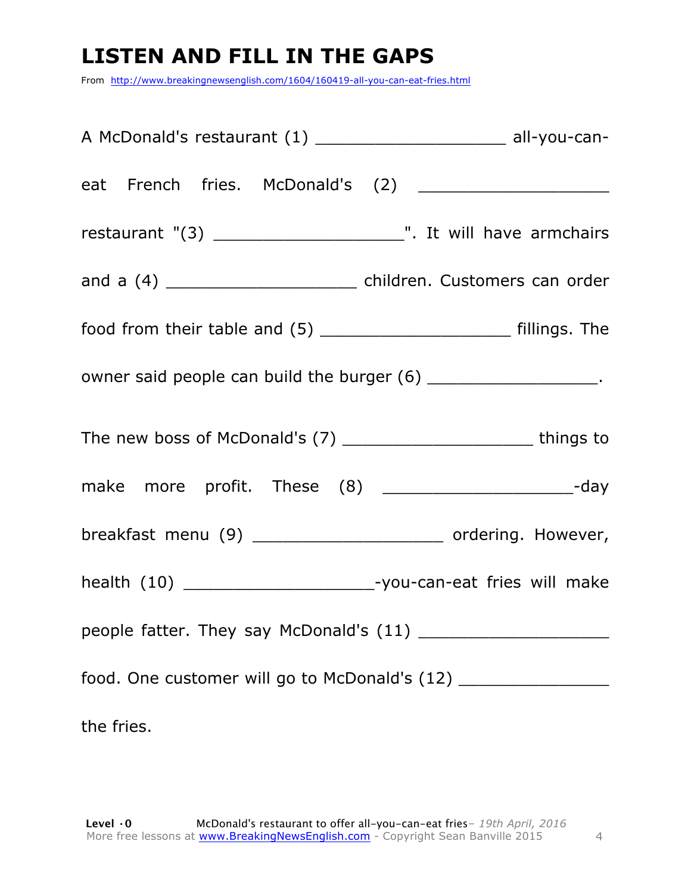# LISTEN AND FILL IN THE GAPS

From http://www.breakingnewsenglish.com/1604/160419-all-you-can-eat-fries.html

A McDonald's restaurant (1) ___________________ all-you-can-eat French fries. McDonald's (2) ___________________ restaurant "(3) ___________________". It will have armchairs and a (4) ___________________ children. Customers can order food from their table and (5) ___________________ fillings. The owner said people can build the burger (6) _________________.

The new boss of McDonald's (7) ___________________ things to make more profit. These (8) ___________________-day breakfast menu (9) ___________________ ordering. However, health (10) ___________________-you-can-eat fries will make people fatter. They say McDonald's (11) ___________________ food. One customer will go to McDonald's (12) _______________ the fries.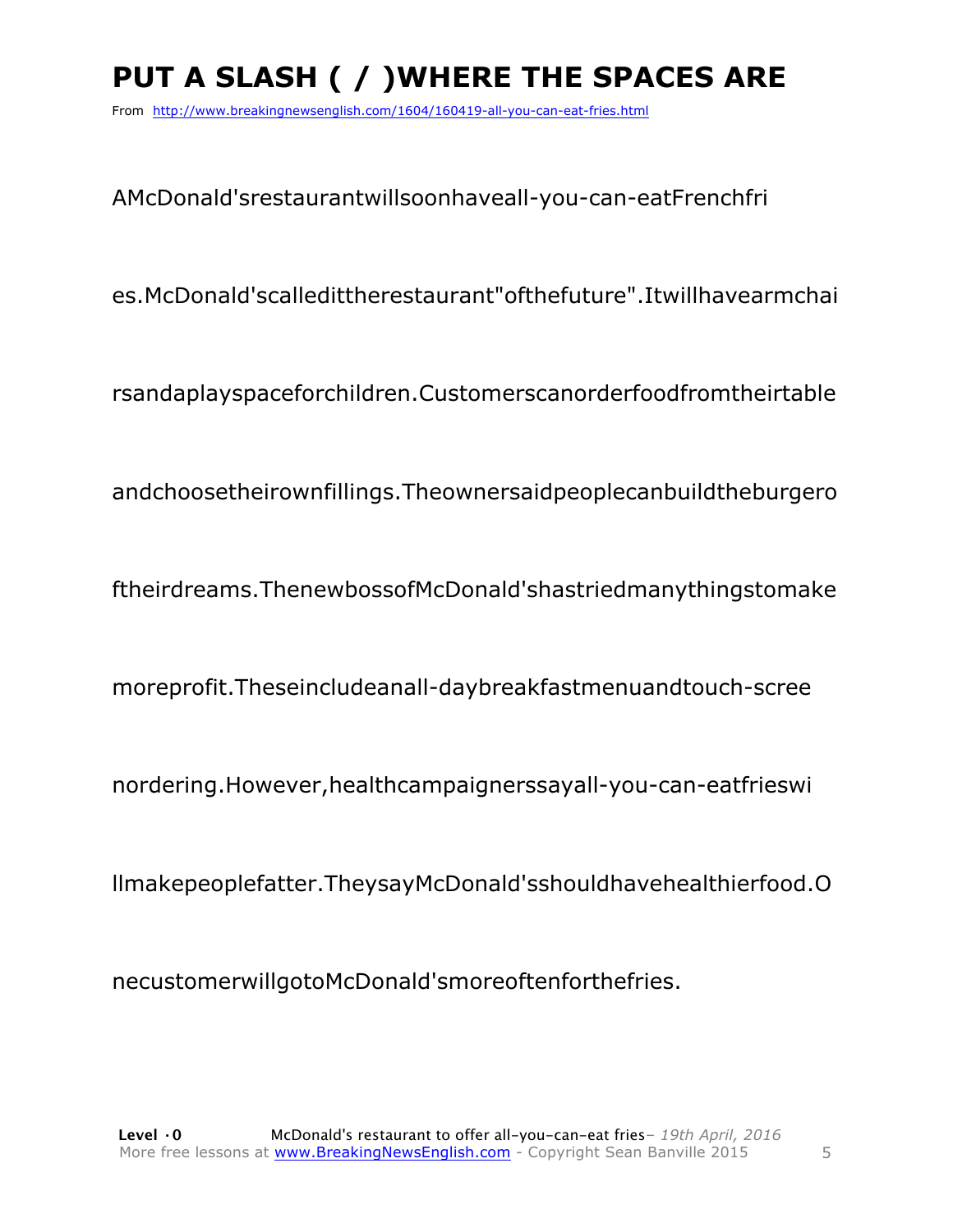# PUT A SLASH ( / )WHERE THE SPACES ARE

From http://www.breakingnewsenglish.com/1604/160419-all-you-can-eat-fries.html

AMcDonald'srestaurantwillsoonhaveall-you-can-eatFrenchfri

es.McDonald'scalledittherestaurant"ofthefuture".Itwillhavearmchai

rsandaplayspaceforchildren.Customerscanorderfoodfromtheirtable

andchoosetheirownfillings.Theownersaidpeoplecanbuildtheburgero

ftheirdreams.ThenewbossofMcDonald'shastriedmanythingstomake

moreprofit.Theseincludeanall-daybreakfastmenuandtouch-scree

nordering.However,healthcampaignerssayall-you-can-eatfrieswi

llmakepeoplefatter.TheysayMcDonald'sshouldhavehealthierfood.O

necustomerwillgotoMcDonald'smoreoftenforthefries.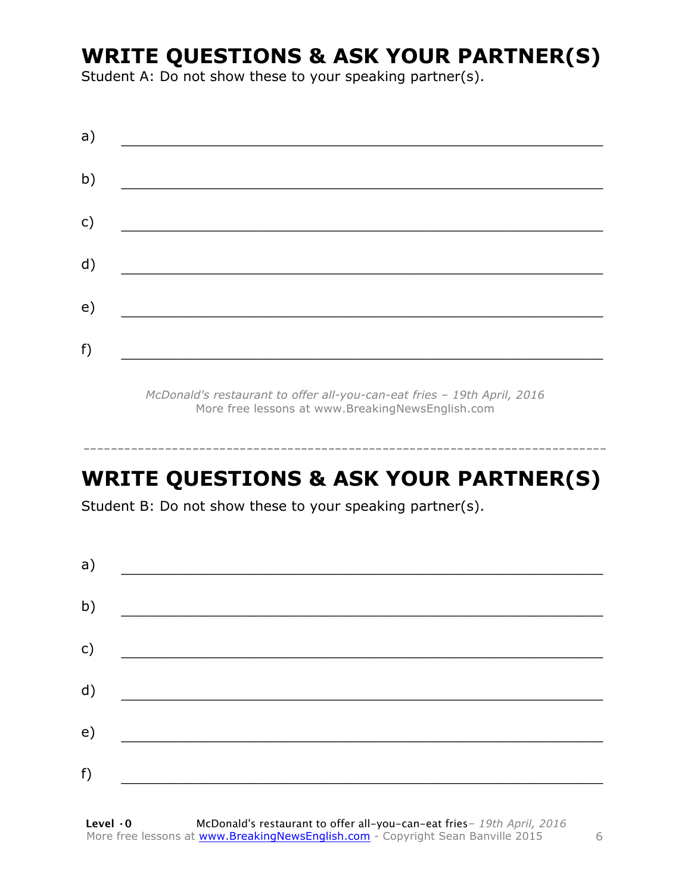## WRITE QUESTIONS & ASK YOUR PARTNER(S)

Student A: Do not show these to your speaking partner(s).

a) ________________________________________________________

b) ________________________________________________________

c) ________________________________________________________

d) ________________________________________________________

e) ________________________________________________________

f) ________________________________________________________

*McDonald's restaurant to offer all-you-can-eat fries – 19th April, 2016*
More free lessons at www.BreakingNewsEnglish.com

---

## WRITE QUESTIONS & ASK YOUR PARTNER(S)

Student B: Do not show these to your speaking partner(s).

a) ________________________________________________________

b) ________________________________________________________

c) ________________________________________________________

d) ________________________________________________________

e) ________________________________________________________

f) ________________________________________________________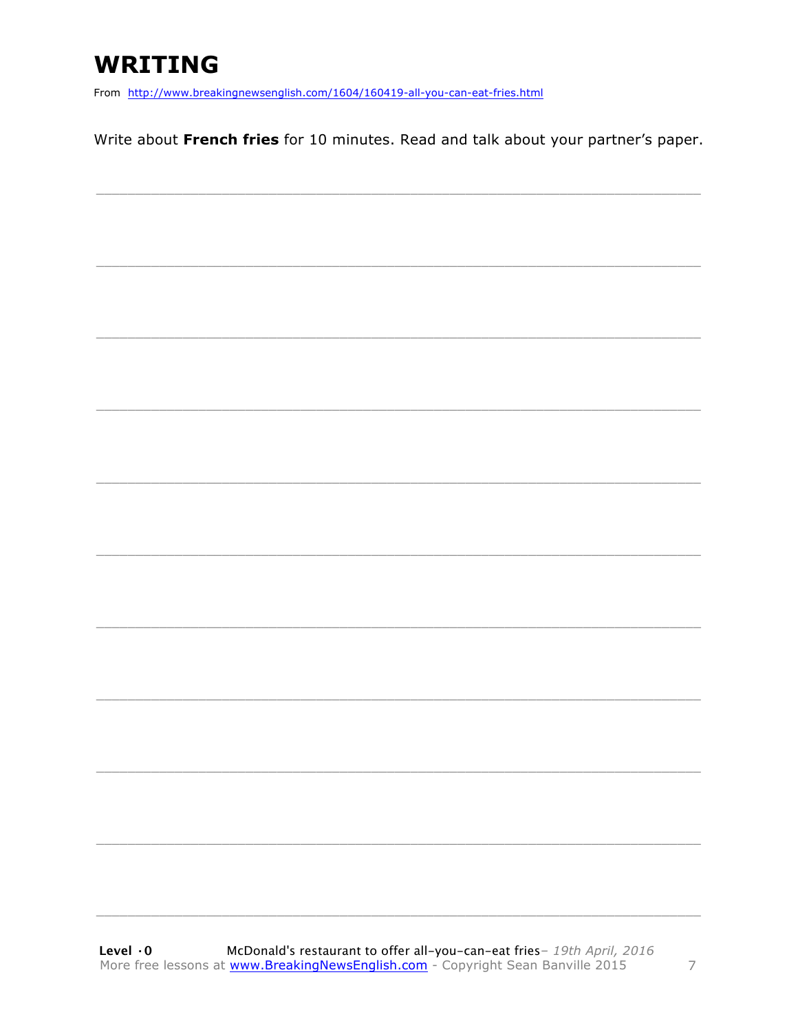# WRITING

From http://www.breakingnewsenglish.com/1604/160419-all-you-can-eat-fries.html

Write about **French fries** for 10 minutes. Read and talk about your partner's paper.